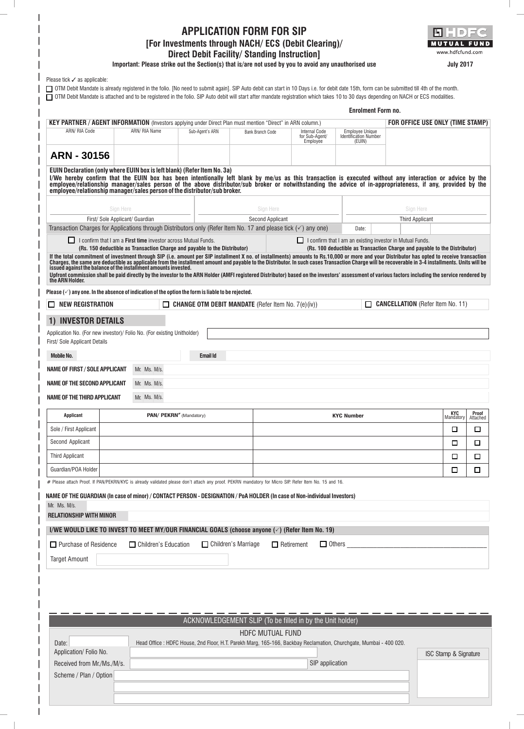# APPLICATION FORM FOR SIP

## [For Investments through NACH/ ECS (Debit Clearing)/ Direct Debit Facility/ Standing Instruction]

HDFC MUTUAL FUND
www.hdfcfund.com

**Important: Please strike out the Section(s) that is/are not used by you to avoid any unauthorised use**

**July 2017**

Please tick ✓ as applicable:

☐ OTM Debit Mandate is already registered in the folio. [No need to submit again]. SIP Auto debit can start in 10 Days i.e. for debit date 15th, form can be submitted till 4th of the month.

☐ OTM Debit Mandate is attached and to be registered in the folio. SIP Auto debit will start after mandate registration which takes 10 to 30 days depending on NACH or ECS modalities.

**Enrolment Form no.**

**KEY PARTNER / AGENT INFORMATION** (Investors applying under Direct Plan must mention "Direct" in ARN column.)

| ARN/ RIA Code | ARN/ RIA Name | Sub-Agent's ARN | Bank Branch Code | Internal Code for Sub-Agent/ Employee | Employee Unique Identification Number (EUIN) | FOR OFFICE USE ONLY (TIME STAMP) |
|---|---|---|---|---|---|---|
| **ARN - 30156** | | | | | | |

**EUIN Declaration (only where EUIN box is left blank) (Refer Item No. 3a)**

**I/We hereby confirm that the EUIN box has been intentionally left blank by me/us as this transaction is executed without any interaction or advice by the employee/relationship manager/sales person of the above distributor/sub broker or notwithstanding the advice of in-appropriateness, if any, provided by the employee/relationship manager/sales person of the distributor/sub broker.**

| Sign Here | Sign Here | Sign Here |
|---|---|---|
| First/ Sole Applicant/ Guardian | Second Applicant | Third Applicant |

Transaction Charges for Applications through Distributors only (Refer Item No. 17 and please tick (✓) any one) Date:

☐ I confirm that I am a **First time** investor across Mutual Funds. **(Rs. 150 deductible as Transaction Charge and payable to the Distributor)**

☐ I confirm that I am an existing investor in Mutual Funds. **(Rs. 100 deductible as Transaction Charge and payable to the Distributor)**

**If the total commitment of investment through SIP (i.e. amount per SIP installment X no. of installments) amounts to Rs.10,000 or more and your Distributor has opted to receive transaction Charges, the same are deductible as applicable from the installment amount and payable to the Distributor. In such cases Transaction Charge will be recoverable in 3-4 installments. Units will be issued against the balance of the installment amounts invested.**

**Upfront commission shall be paid directly by the investor to the ARN Holder (AMFI registered Distributor) based on the investors' assessment of various factors including the service rendered by the ARN Holder.**

**Please (✓) any one. In the absence of indication of the option the form is liable to be rejected.**

☐ **NEW REGISTRATION** ☐ **CHANGE OTM DEBIT MANDATE** (Refer Item No. 7(e)(iv)) ☐ **CANCELLATION** (Refer Item No. 11)

## 1) INVESTOR DETAILS

Application No. (For new investor)/ Folio No. (For existing Unitholder)

First/ Sole Applicant Details

**Mobile No.** **Email Id**

**NAME OF FIRST / SOLE APPLICANT** Mr. Ms. M/s.

**NAME OF THE SECOND APPLICANT** Mr. Ms. M/s.

**NAME OF THE THIRD APPLICANT** Mr. Ms. M/s.

| Applicant | PAN/ PEKRN# (Mandatory) | KYC Number | KYC Mandatory | Proof Attached |
|---|---|---|---|---|
| Sole / First Applicant | | | ☐ | ☐ |
| Second Applicant | | | ☐ | ☐ |
| Third Applicant | | | ☐ | ☐ |
| Guardian/POA Holder | | | ☐ | ☐ |

\# Please attach Proof. If PAN/PEKRN/KYC is already validated please don't attach any proof. PEKRN mandatory for Micro SIP. Refer Item No. 15 and 16.

**NAME OF THE GUARDIAN (In case of minor) / CONTACT PERSON - DESIGNATION / PoA HOLDER (In case of Non-individual Investors)**

Mr. Ms. M/s.

**RELATIONSHIP WITH MINOR**

**I/WE WOULD LIKE TO INVEST TO MEET MY/OUR FINANCIAL GOALS (choose anyone (✓) (Refer Item No. 19)**

☐ Purchase of Residence ☐ Children's Education ☐ Children's Marriage ☐ Retirement ☐ Others \_\_\_\_\_\_\_\_\_\_\_\_\_\_\_\_

Target Amount

---

ACKNOWLEDGEMENT SLIP (To be filled in by the Unit holder)

HDFC MUTUAL FUND

Head Office : HDFC House, 2nd Floor, H.T. Parekh Marg, 165-166, Backbay Reclamation, Churchgate, Mumbai - 400 020.

Date:

Application/ Folio No.

Received from Mr./Ms./M/s. SIP application

Scheme / Plan / Option

ISC Stamp & Signature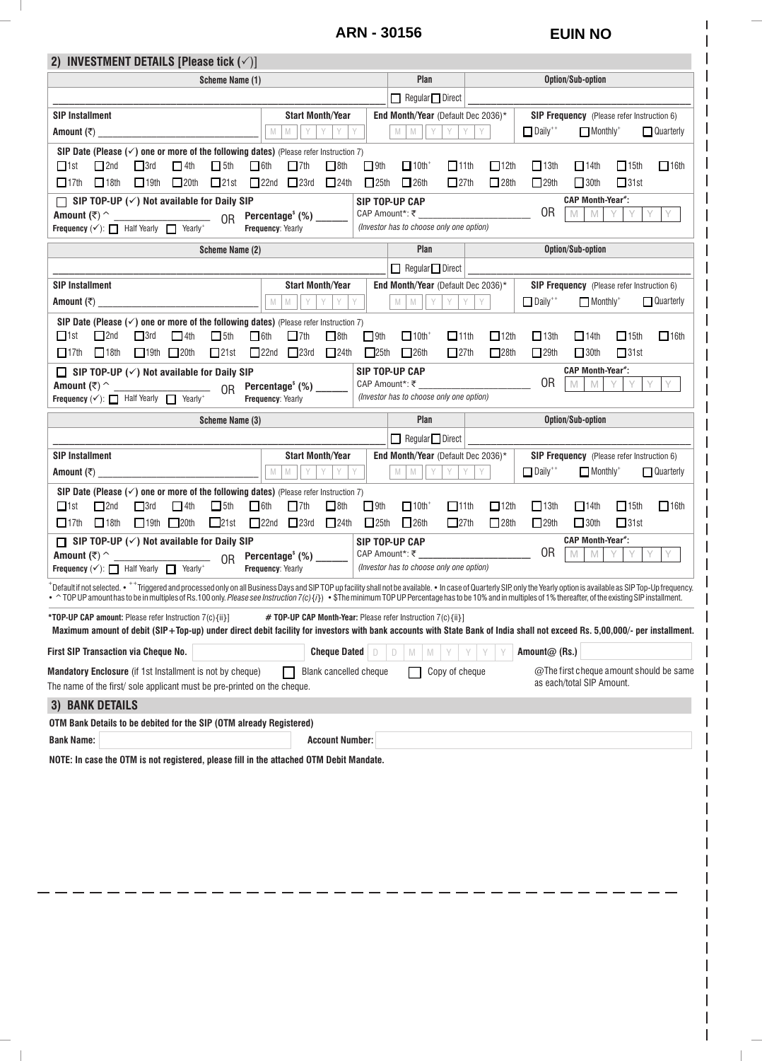**ARN - 30156** **EUIN NO**

## 2) INVESTMENT DETAILS [Please tick (✓)]

| Scheme Name (1) | Plan | Option/Sub-option |
|---|---|---|
| ______________________ | ☐ Regular ☐ Direct | ______________________ |

| SIP Installment | Start Month/Year | End Month/Year (Default Dec 2036)* | SIP Frequency (Please refer Instruction 6) |
|---|---|---|---|
| Amount (₹) ______________ | M M Y Y Y Y | M M Y Y Y Y | ☐ Daily⁺⁺ ☐ Monthly⁺ ☐ Quarterly |

**SIP Date (Please (✓) one or more of the following dates)** (Please refer Instruction 7)

☐ 1st ☐ 2nd ☐ 3rd ☐ 4th ☐ 5th ☐ 6th ☐ 7th ☐ 8th ☐ 9th ☐ 10th⁺ ☐ 11th ☐ 12th ☐ 13th ☐ 14th ☐ 15th ☐ 16th
☐ 17th ☐ 18th ☐ 19th ☐ 20th ☐ 21st ☐ 22nd ☐ 23rd ☐ 24th ☐ 25th ☐ 26th ☐ 27th ☐ 28th ☐ 29th ☐ 30th ☐ 31st

☐ **SIP TOP-UP (✓) Not available for Daily SIP**
Amount (₹) ^ ______________ OR **Percentage$ (%)** ______
**Frequency** (✓): ☐ Half Yearly ☐ Yearly⁺ **Frequency**: Yearly

**SIP TOP-UP CAP**
CAP Amount*: ₹ ______________ OR **CAP Month-Year#:** M M Y Y Y Y
*(Investor has to choose only one option)*

| Scheme Name (2) | Plan | Option/Sub-option |
|---|---|---|
| ______________________ | ☐ Regular ☐ Direct | ______________________ |

| SIP Installment | Start Month/Year | End Month/Year (Default Dec 2036)* | SIP Frequency (Please refer Instruction 6) |
|---|---|---|---|
| Amount (₹) ______________ | M M Y Y Y Y | M M Y Y Y Y | ☐ Daily⁺⁺ ☐ Monthly⁺ ☐ Quarterly |

**SIP Date (Please (✓) one or more of the following dates)** (Please refer Instruction 7)

☐ 1st ☐ 2nd ☐ 3rd ☐ 4th ☐ 5th ☐ 6th ☐ 7th ☐ 8th ☐ 9th ☐ 10th⁺ ☐ 11th ☐ 12th ☐ 13th ☐ 14th ☐ 15th ☐ 16th
☐ 17th ☐ 18th ☐ 19th ☐ 20th ☐ 21st ☐ 22nd ☐ 23rd ☐ 24th ☐ 25th ☐ 26th ☐ 27th ☐ 28th ☐ 29th ☐ 30th ☐ 31st

☐ **SIP TOP-UP (✓) Not available for Daily SIP**
Amount (₹) ^ ______________ OR **Percentage$ (%)** ______
**Frequency** (✓): ☐ Half Yearly ☐ Yearly⁺ **Frequency**: Yearly

**SIP TOP-UP CAP**
CAP Amount*: ₹ ______________ OR **CAP Month-Year#:** M M Y Y Y Y
*(Investor has to choose only one option)*

| Scheme Name (3) | Plan | Option/Sub-option |
|---|---|---|
| ______________________ | ☐ Regular ☐ Direct | ______________________ |

| SIP Installment | Start Month/Year | End Month/Year (Default Dec 2036)* | SIP Frequency (Please refer Instruction 6) |
|---|---|---|---|
| Amount (₹) ______________ | M M Y Y Y Y | M M Y Y Y Y | ☐ Daily⁺⁺ ☐ Monthly⁺ ☐ Quarterly |

**SIP Date (Please (✓) one or more of the following dates)** (Please refer Instruction 7)

☐ 1st ☐ 2nd ☐ 3rd ☐ 4th ☐ 5th ☐ 6th ☐ 7th ☐ 8th ☐ 9th ☐ 10th⁺ ☐ 11th ☐ 12th ☐ 13th ☐ 14th ☐ 15th ☐ 16th
☐ 17th ☐ 18th ☐ 19th ☐ 20th ☐ 21st ☐ 22nd ☐ 23rd ☐ 24th ☐ 25th ☐ 26th ☐ 27th ☐ 28th ☐ 29th ☐ 30th ☐ 31st

☐ **SIP TOP-UP (✓) Not available for Daily SIP**
Amount (₹) ^ ______________ OR **Percentage$ (%)** ______
**Frequency** (✓): ☐ Half Yearly ☐ Yearly⁺ **Frequency**: Yearly

**SIP TOP-UP CAP**
CAP Amount*: ₹ ______________ OR **CAP Month-Year#:** M M Y Y Y Y
*(Investor has to choose only one option)*

⁺Default if not selected. • ⁺⁺Triggered and processed only on all Business Days and SIP TOP up facility shall not be available. • In case of Quarterly SIP, only the Yearly option is available as SIP Top-Up frequency. • ^ TOP UP amount has to be in multiples of Rs.100 only. *Please see Instruction 7(c){i}* • $The minimum TOP UP Percentage has to be 10% and in multiples of 1% thereafter, of the existing SIP installment.

***TOP-UP CAP amount:** Please refer Instruction 7(c){ii}] **# TOP-UP CAP Month-Year:** Please refer Instruction 7(c){ii}]

**Maximum amount of debit (SIP+Top-up) under direct debit facility for investors with bank accounts with State Bank of India shall not exceed Rs. 5,00,000/- per installment.**

**First SIP Transaction via Cheque No.** ______ **Cheque Dated** D D M M Y Y Y Y **Amount@ (Rs.)** ______

**Mandatory Enclosure** (if 1st Installment is not by cheque) ☐ Blank cancelled cheque ☐ Copy of cheque

@The first cheque amount should be same as each/total SIP Amount.

The name of the first/ sole applicant must be pre-printed on the cheque.

## 3) BANK DETAILS

**OTM Bank Details to be debited for the SIP (OTM already Registered)**

**Bank Name:** ______ **Account Number:** ______

**NOTE: In case the OTM is not registered, please fill in the attached OTM Debit Mandate.**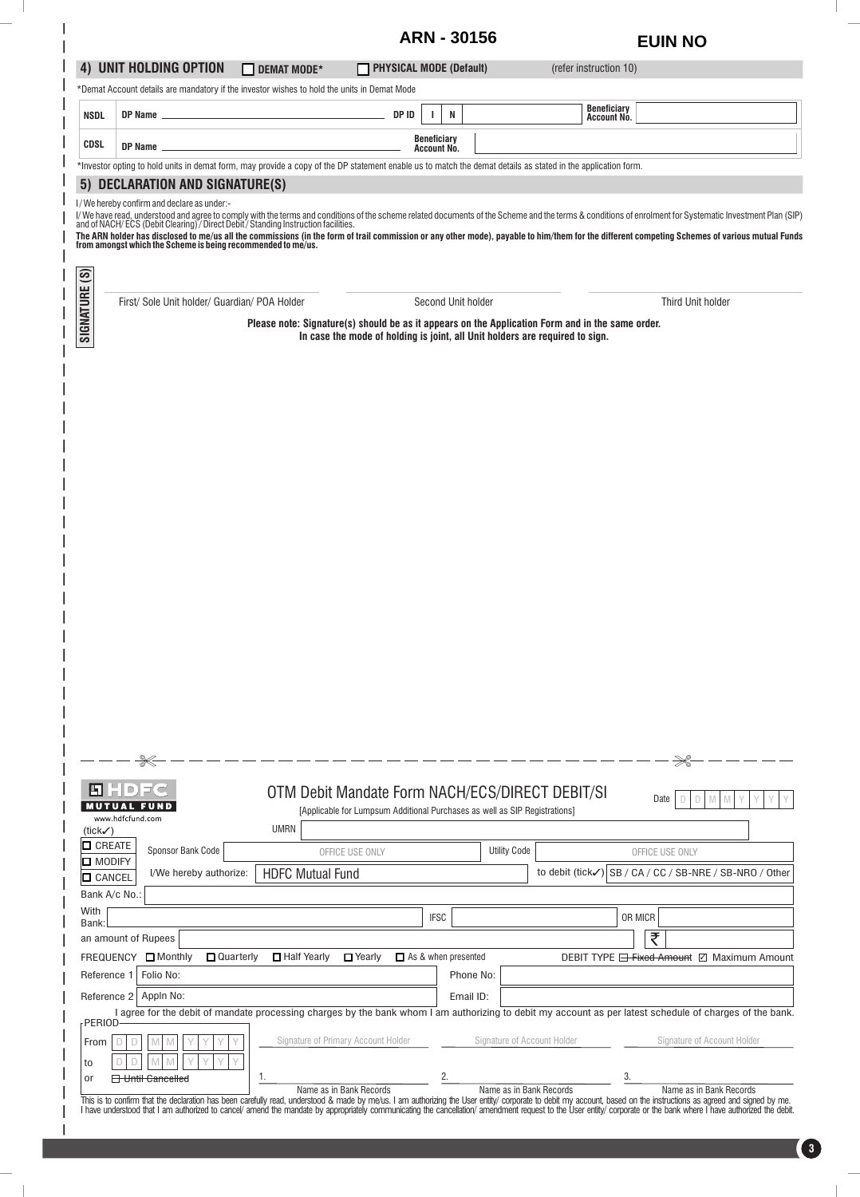**ARN - 30156**

**EUIN NO**

## 4) UNIT HOLDING OPTION

☐ DEMAT MODE* ☐ PHYSICAL MODE (Default) (refer instruction 10)

*Demat Account details are mandatory if the investor wishes to hold the units in Demat Mode

| | | | | | |
|---|---|---|---|---|---|
| NSDL | DP Name | DP ID | I N | Beneficiary Account No. | |
| CDSL | DP Name | Beneficiary Account No. | | | |

*Investor opting to hold units in demat form, may provide a copy of the DP statement enable us to match the demat details as stated in the application form.

## 5) DECLARATION AND SIGNATURE(S)

I / We hereby confirm and declare as under:-

I/ We have read, understood and agree to comply with the terms and conditions of the scheme related documents of the Scheme and the terms & conditions of enrolment for Systematic Investment Plan (SIP) and of NACH/ ECS (Debit Clearing) / Direct Debit / Standing Instruction facilities.

**The ARN holder has disclosed to me/us all the commissions (in the form of trail commission or any other mode), payable to him/them for the different competing Schemes of various mutual Funds from amongst which the Scheme is being recommended to me/us.**

**SIGNATURE (S)**

First/ Sole Unit holder/ Guardian/ POA Holder | Second Unit holder | Third Unit holder

**Please note: Signature(s) should be as it appears on the Application Form and in the same order. In case the mode of holding is joint, all Unit holders are required to sign.**

---

HDFC MUTUAL FUND
www.hdfcfund.com

## OTM Debit Mandate Form NACH/ECS/DIRECT DEBIT/SI

[Applicable for Lumpsum Additional Purchases as well as SIP Registrations]

Date D D M M Y Y Y Y

(tick✓) ☐ CREATE ☐ MODIFY ☐ CANCEL

UMRN

Sponsor Bank Code: OFFICE USE ONLY | Utility Code: OFFICE USE ONLY

I/We hereby authorize: HDFC Mutual Fund | to debit (tick✓) SB / CA / CC / SB-NRE / SB-NRO / Other

Bank A/c No.:

With Bank: | IFSC | OR MICR

an amount of Rupees | ₹

FREQUENCY ☐ Monthly ☐ Quarterly ☐ Half Yearly ☐ Yearly ☐ As & when presented | DEBIT TYPE ☐ ~~Fixed Amount~~ ☑ Maximum Amount

Reference 1: Folio No: | Phone No:

Reference 2: Appln No: | Email ID:

I agree for the debit of mandate processing charges by the bank whom I am authorizing to debit my account as per latest schedule of charges of the bank.

PERIOD
From D D M M Y Y Y Y
to D D M M Y Y Y Y
or ☐ ~~Until Cancelled~~

Signature of Primary Account Holder | Signature of Account Holder | Signature of Account Holder

1. Name as in Bank Records | 2. Name as in Bank Records | 3. Name as in Bank Records

This is to confirm that the declaration has been carefully read, understood & made by me/us. I am authorizing the User entity/ corporate to debit my account, based on the instructions as agreed and signed by me. I have understood that I am authorized to cancel/ amend the mandate by appropriately communicating the cancellation/ amendment request to the User entity/ corporate or the bank where I have authorized the debit.